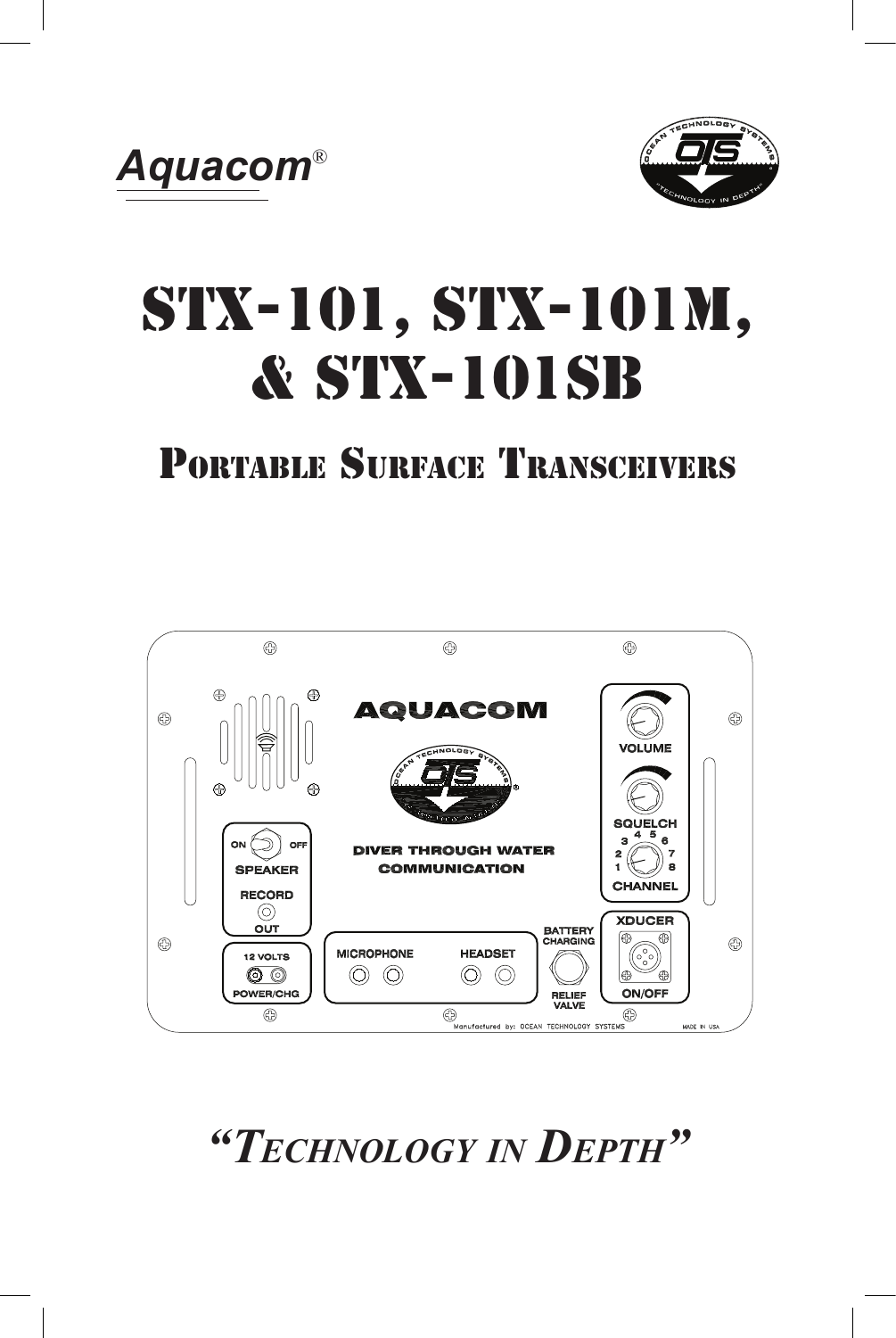Aquacom®

# STX-101, STX-101M, & STX-101SB

## Portable Surface Transceivers

AQUACOM

DIVER THROUGH WATER COMMUNICATION

VOLUME

SQUELCH

CHANNEL

ON OFF SPEAKER

RECORD OUT

12 VOLTS POWER/CHG

MICROPHONE

HEADSET

BATTERY CHARGING

RELIEF VALVE

XDUCER ON/OFF

Manufactured by: OCEAN TECHNOLOGY SYSTEMS

MADE IN USA

*"Technology in Depth"*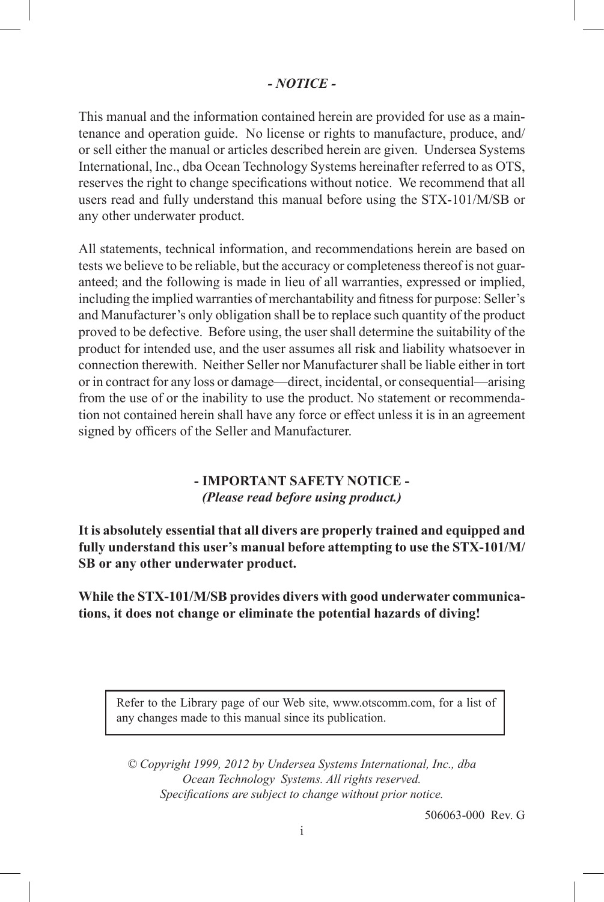*- NOTICE -*

This manual and the information contained herein are provided for use as a maintenance and operation guide. No license or rights to manufacture, produce, and/or sell either the manual or articles described herein are given. Undersea Systems International, Inc., dba Ocean Technology Systems hereinafter referred to as OTS, reserves the right to change specifications without notice. We recommend that all users read and fully understand this manual before using the STX-101/M/SB or any other underwater product.

All statements, technical information, and recommendations herein are based on tests we believe to be reliable, but the accuracy or completeness thereof is not guaranteed; and the following is made in lieu of all warranties, expressed or implied, including the implied warranties of merchantability and fitness for purpose: Seller's and Manufacturer's only obligation shall be to replace such quantity of the product proved to be defective. Before using, the user shall determine the suitability of the product for intended use, and the user assumes all risk and liability whatsoever in connection therewith. Neither Seller nor Manufacturer shall be liable either in tort or in contract for any loss or damage—direct, incidental, or consequential—arising from the use of or the inability to use the product. No statement or recommendation not contained herein shall have any force or effect unless it is in an agreement signed by officers of the Seller and Manufacturer.

**- IMPORTANT SAFETY NOTICE -**
***(Please read before using product.)***

**It is absolutely essential that all divers are properly trained and equipped and fully understand this user's manual before attempting to use the STX-101/M/SB or any other underwater product.**

**While the STX-101/M/SB provides divers with good underwater communications, it does not change or eliminate the potential hazards of diving!**

Refer to the Library page of our Web site, www.otscomm.com, for a list of any changes made to this manual since its publication.

*© Copyright 1999, 2012 by Undersea Systems International, Inc., dba Ocean Technology Systems. All rights reserved.*
*Specifications are subject to change without prior notice.*

506063-000 Rev. G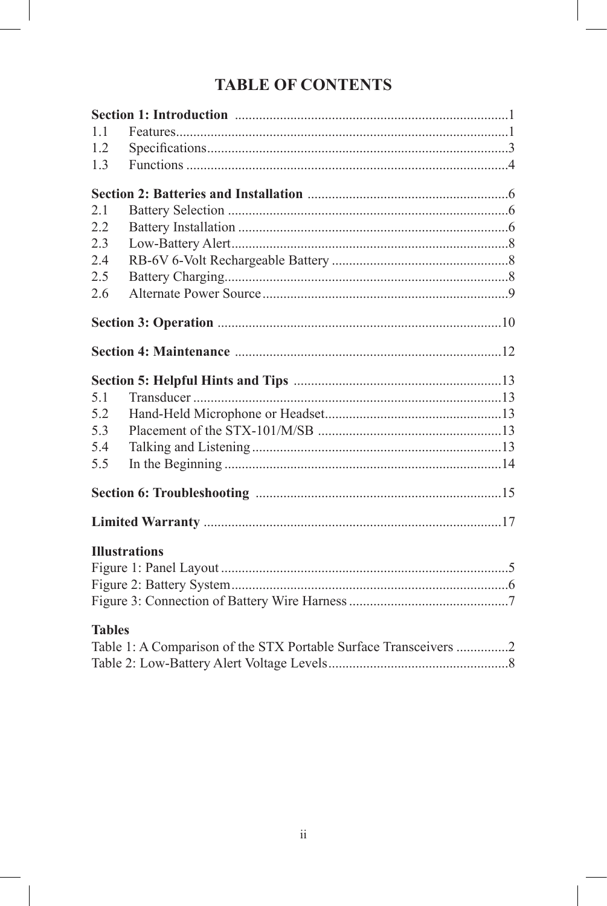# TABLE OF CONTENTS

**Section 1: Introduction** ..............................................................................1

1.1 Features..............................................................................................1

1.2 Specifications.....................................................................................3

1.3 Functions ...........................................................................................4

**Section 2: Batteries and Installation** .........................................................6

2.1 Battery Selection ................................................................................6

2.2 Battery Installation .............................................................................6

2.3 Low-Battery Alert...............................................................................8

2.4 RB-6V 6-Volt Rechargeable Battery ..................................................8

2.5 Battery Charging.................................................................................8

2.6 Alternate Power Source......................................................................9

**Section 3: Operation** .................................................................................10

**Section 4: Maintenance** ............................................................................12

**Section 5: Helpful Hints and Tips** ...........................................................13

5.1 Transducer ........................................................................................13

5.2 Hand-Held Microphone or Headset..................................................13

5.3 Placement of the STX-101/M/SB ....................................................13

5.4 Talking and Listening.......................................................................13

5.5 In the Beginning ...............................................................................14

**Section 6: Troubleshooting** ......................................................................15

**Limited Warranty** .....................................................................................17

**Illustrations**

Figure 1: Panel Layout..................................................................................5

Figure 2: Battery System...............................................................................6

Figure 3: Connection of Battery Wire Harness.............................................7

**Tables**

Table 1: A Comparison of the STX Portable Surface Transceivers ..............2

Table 2: Low-Battery Alert Voltage Levels...................................................8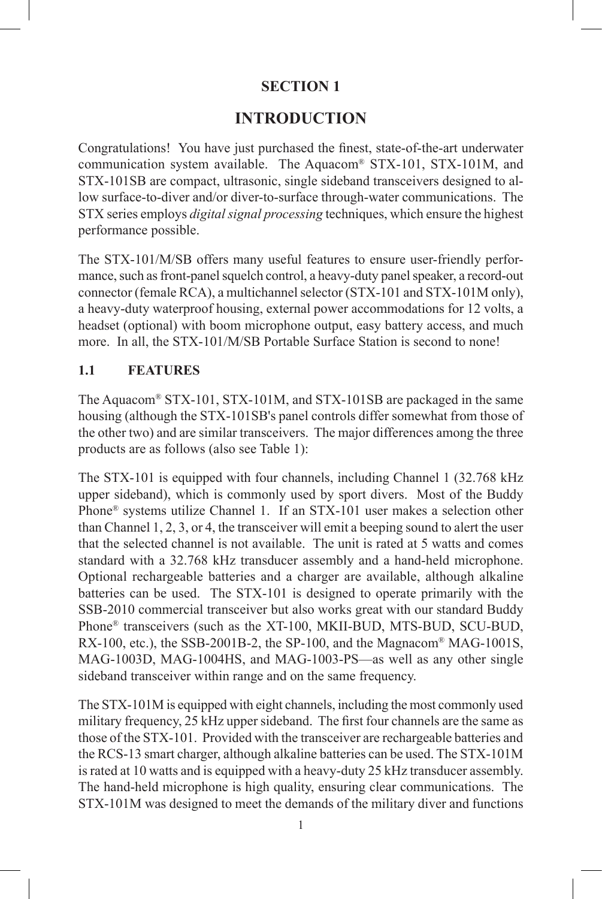# SECTION 1

# INTRODUCTION

Congratulations! You have just purchased the finest, state-of-the-art underwater communication system available. The Aquacom® STX-101, STX-101M, and STX-101SB are compact, ultrasonic, single sideband transceivers designed to allow surface-to-diver and/or diver-to-surface through-water communications. The STX series employs *digital signal processing* techniques, which ensure the highest performance possible.

The STX-101/M/SB offers many useful features to ensure user-friendly performance, such as front-panel squelch control, a heavy-duty panel speaker, a record-out connector (female RCA), a multichannel selector (STX-101 and STX-101M only), a heavy-duty waterproof housing, external power accommodations for 12 volts, a headset (optional) with boom microphone output, easy battery access, and much more. In all, the STX-101/M/SB Portable Surface Station is second to none!

## 1.1 FEATURES

The Aquacom® STX-101, STX-101M, and STX-101SB are packaged in the same housing (although the STX-101SB's panel controls differ somewhat from those of the other two) and are similar transceivers. The major differences among the three products are as follows (also see Table 1):

The STX-101 is equipped with four channels, including Channel 1 (32.768 kHz upper sideband), which is commonly used by sport divers. Most of the Buddy Phone® systems utilize Channel 1. If an STX-101 user makes a selection other than Channel 1, 2, 3, or 4, the transceiver will emit a beeping sound to alert the user that the selected channel is not available. The unit is rated at 5 watts and comes standard with a 32.768 kHz transducer assembly and a hand-held microphone. Optional rechargeable batteries and a charger are available, although alkaline batteries can be used. The STX-101 is designed to operate primarily with the SSB-2010 commercial transceiver but also works great with our standard Buddy Phone® transceivers (such as the XT-100, MKII-BUD, MTS-BUD, SCU-BUD, RX-100, etc.), the SSB-2001B-2, the SP-100, and the Magnacom® MAG-1001S, MAG-1003D, MAG-1004HS, and MAG-1003-PS—as well as any other single sideband transceiver within range and on the same frequency.

The STX-101M is equipped with eight channels, including the most commonly used military frequency, 25 kHz upper sideband. The first four channels are the same as those of the STX-101. Provided with the transceiver are rechargeable batteries and the RCS-13 smart charger, although alkaline batteries can be used. The STX-101M is rated at 10 watts and is equipped with a heavy-duty 25 kHz transducer assembly. The hand-held microphone is high quality, ensuring clear communications. The STX-101M was designed to meet the demands of the military diver and functions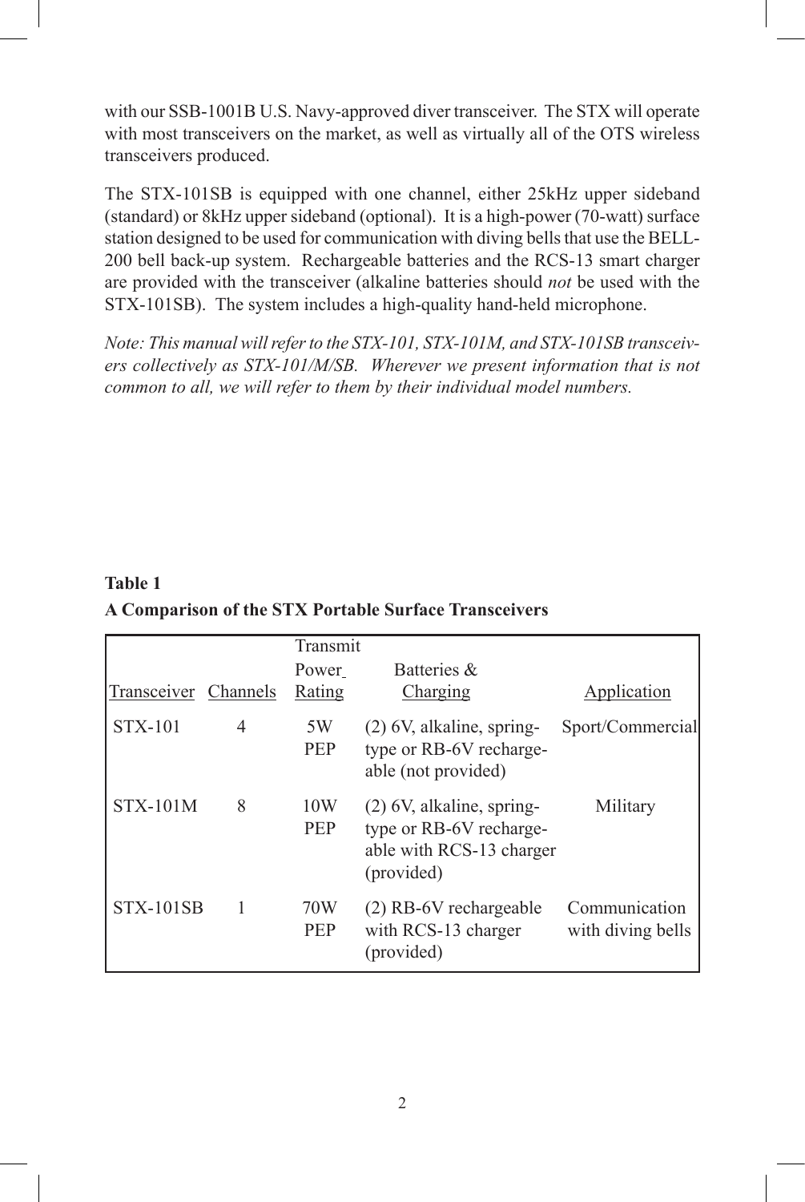with our SSB-1001B U.S. Navy-approved diver transceiver. The STX will operate with most transceivers on the market, as well as virtually all of the OTS wireless transceivers produced.

The STX-101SB is equipped with one channel, either 25kHz upper sideband (standard) or 8kHz upper sideband (optional). It is a high-power (70-watt) surface station designed to be used for communication with diving bells that use the BELL-200 bell back-up system. Rechargeable batteries and the RCS-13 smart charger are provided with the transceiver (alkaline batteries should *not* be used with the STX-101SB). The system includes a high-quality hand-held microphone.

*Note: This manual will refer to the STX-101, STX-101M, and STX-101SB transceivers collectively as STX-101/M/SB. Wherever we present information that is not common to all, we will refer to them by their individual model numbers.*

**Table 1**

**A Comparison of the STX Portable Surface Transceivers**

| Transceiver | Channels | Transmit Power Rating | Batteries & Charging | Application |
|---|---|---|---|---|
| STX-101 | 4 | 5W PEP | (2) 6V, alkaline, spring-type or RB-6V rechargeable (not provided) | Sport/Commercial |
| STX-101M | 8 | 10W PEP | (2) 6V, alkaline, spring-type or RB-6V rechargeable with RCS-13 charger (provided) | Military |
| STX-101SB | 1 | 70W PEP | (2) RB-6V rechargeable with RCS-13 charger (provided) | Communication with diving bells |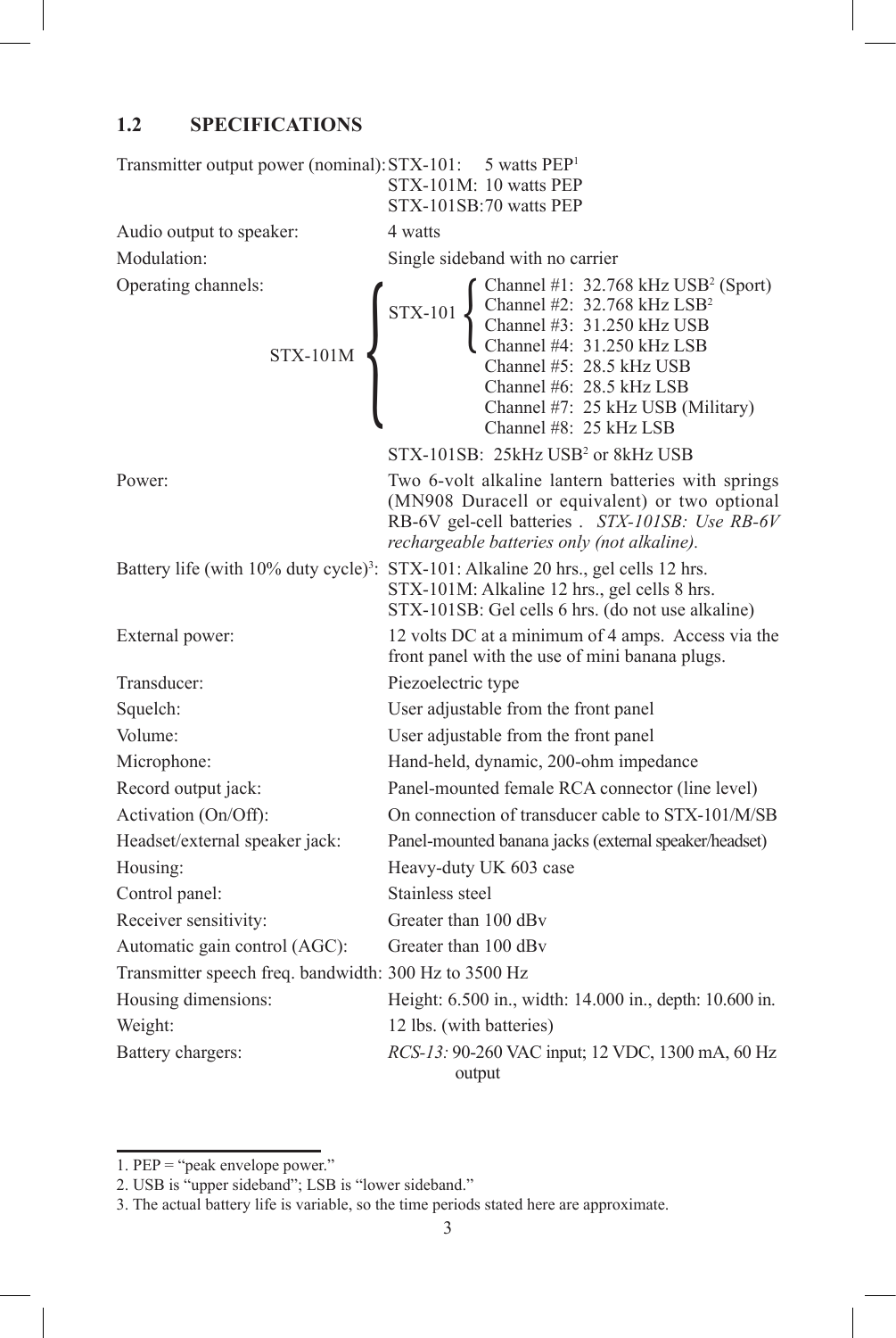## 1.2 SPECIFICATIONS

| | |
|---|---|
| Transmitter output power (nominal): | STX-101: 5 watts PEP[1]<br>STX-101M: 10 watts PEP<br>STX-101SB: 70 watts PEP |
| Audio output to speaker: | 4 watts |
| Modulation: | Single sideband with no carrier |
| Operating channels: | STX-101M { STX-101 { Channel #1: 32.768 kHz USB[2] (Sport)<br>Channel #2: 32.768 kHz LSB[2]<br>Channel #3: 31.250 kHz USB<br>Channel #4: 31.250 kHz LSB }<br>Channel #5: 28.5 kHz USB<br>Channel #6: 28.5 kHz LSB<br>Channel #7: 25 kHz USB (Military)<br>Channel #8: 25 kHz LSB }<br>STX-101SB: 25kHz USB[2] or 8kHz USB |
| Power: | Two 6-volt alkaline lantern batteries with springs (MN908 Duracell or equivalent) or two optional RB-6V gel-cell batteries . *STX-101SB: Use RB-6V rechargeable batteries only (not alkaline).* |
| Battery life (with 10% duty cycle)[3]: | STX-101: Alkaline 20 hrs., gel cells 12 hrs.<br>STX-101M: Alkaline 12 hrs., gel cells 8 hrs.<br>STX-101SB: Gel cells 6 hrs. (do not use alkaline) |
| External power: | 12 volts DC at a minimum of 4 amps. Access via the front panel with the use of mini banana plugs. |
| Transducer: | Piezoelectric type |
| Squelch: | User adjustable from the front panel |
| Volume: | User adjustable from the front panel |
| Microphone: | Hand-held, dynamic, 200-ohm impedance |
| Record output jack: | Panel-mounted female RCA connector (line level) |
| Activation (On/Off): | On connection of transducer cable to STX-101/M/SB |
| Headset/external speaker jack: | Panel-mounted banana jacks (external speaker/headset) |
| Housing: | Heavy-duty UK 603 case |
| Control panel: | Stainless steel |
| Receiver sensitivity: | Greater than 100 dBv |
| Automatic gain control (AGC): | Greater than 100 dBv |
| Transmitter speech freq. bandwidth: | 300 Hz to 3500 Hz |
| Housing dimensions: | Height: 6.500 in., width: 14.000 in., depth: 10.600 in. |
| Weight: | 12 lbs. (with batteries) |
| Battery chargers: | *RCS-13:* 90-260 VAC input; 12 VDC, 1300 mA, 60 Hz output |

1. PEP = "peak envelope power."
2. USB is "upper sideband"; LSB is "lower sideband."
3. The actual battery life is variable, so the time periods stated here are approximate.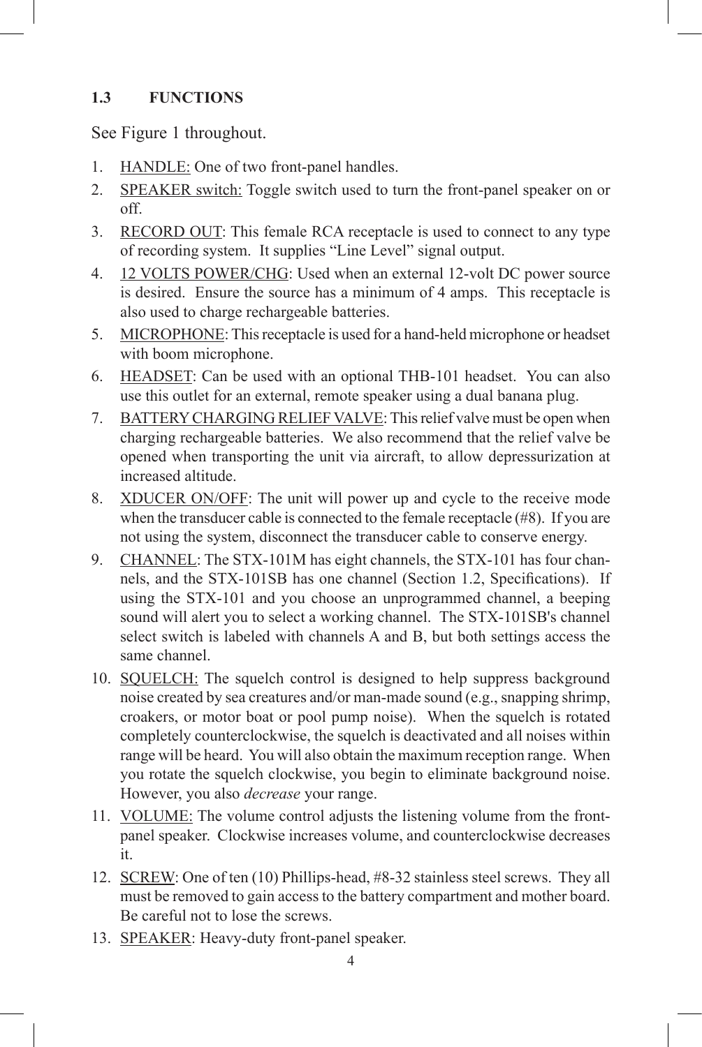### 1.3 FUNCTIONS

See Figure 1 throughout.

1. HANDLE: One of two front-panel handles.
2. SPEAKER switch: Toggle switch used to turn the front-panel speaker on or off.
3. RECORD OUT: This female RCA receptacle is used to connect to any type of recording system. It supplies "Line Level" signal output.
4. 12 VOLTS POWER/CHG: Used when an external 12-volt DC power source is desired. Ensure the source has a minimum of 4 amps. This receptacle is also used to charge rechargeable batteries.
5. MICROPHONE: This receptacle is used for a hand-held microphone or headset with boom microphone.
6. HEADSET: Can be used with an optional THB-101 headset. You can also use this outlet for an external, remote speaker using a dual banana plug.
7. BATTERY CHARGING RELIEF VALVE: This relief valve must be open when charging rechargeable batteries. We also recommend that the relief valve be opened when transporting the unit via aircraft, to allow depressurization at increased altitude.
8. XDUCER ON/OFF: The unit will power up and cycle to the receive mode when the transducer cable is connected to the female receptacle (#8). If you are not using the system, disconnect the transducer cable to conserve energy.
9. CHANNEL: The STX-101M has eight channels, the STX-101 has four channels, and the STX-101SB has one channel (Section 1.2, Specifications). If using the STX-101 and you choose an unprogrammed channel, a beeping sound will alert you to select a working channel. The STX-101SB's channel select switch is labeled with channels A and B, but both settings access the same channel.
10. SQUELCH: The squelch control is designed to help suppress background noise created by sea creatures and/or man-made sound (e.g., snapping shrimp, croakers, or motor boat or pool pump noise). When the squelch is rotated completely counterclockwise, the squelch is deactivated and all noises within range will be heard. You will also obtain the maximum reception range. When you rotate the squelch clockwise, you begin to eliminate background noise. However, you also *decrease* your range.
11. VOLUME: The volume control adjusts the listening volume from the front-panel speaker. Clockwise increases volume, and counterclockwise decreases it.
12. SCREW: One of ten (10) Phillips-head, #8-32 stainless steel screws. They all must be removed to gain access to the battery compartment and mother board. Be careful not to lose the screws.
13. SPEAKER: Heavy-duty front-panel speaker.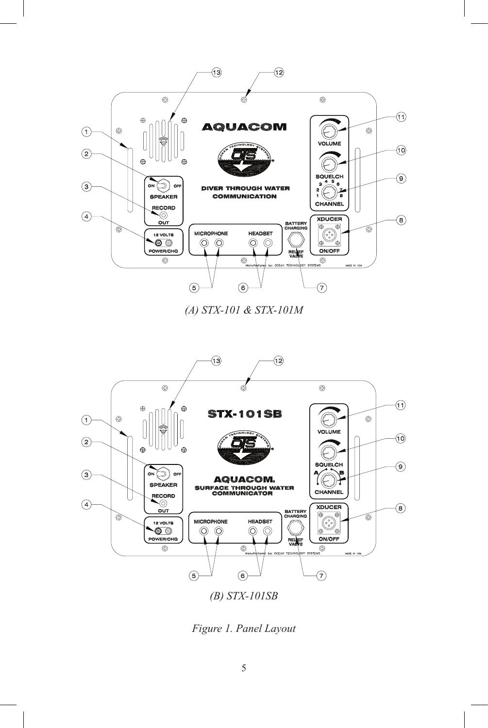(A) STX-101 & STX-101M

(B) STX-101SB

Figure 1. Panel Layout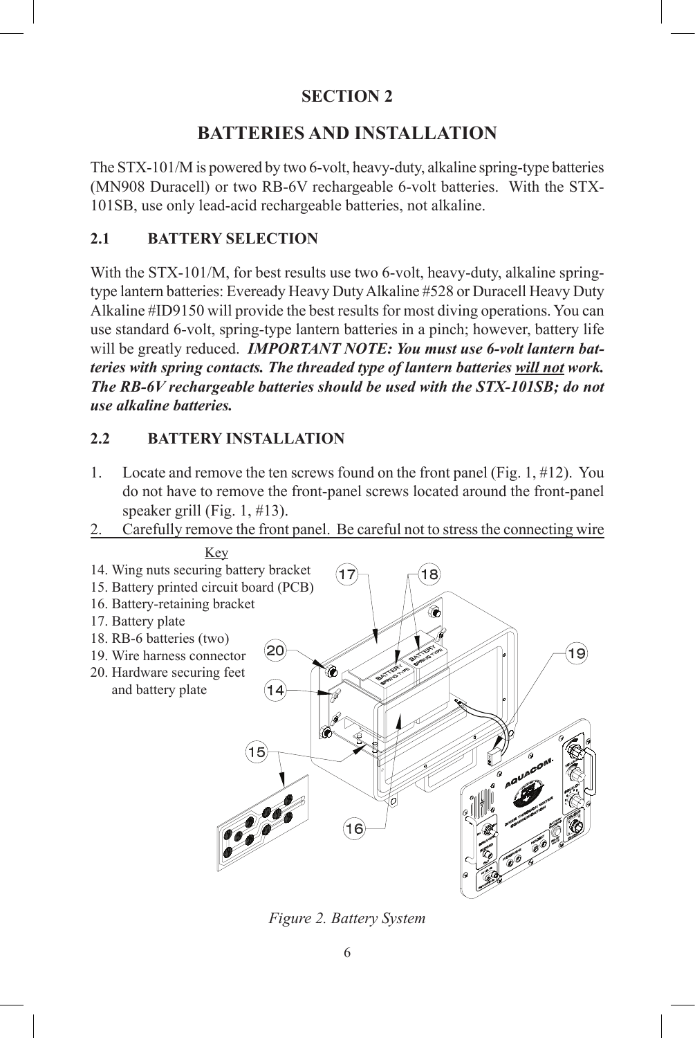## SECTION 2

# BATTERIES AND INSTALLATION

The STX-101/M is powered by two 6-volt, heavy-duty, alkaline spring-type batteries (MN908 Duracell) or two RB-6V rechargeable 6-volt batteries. With the STX-101SB, use only lead-acid rechargeable batteries, not alkaline.

### 2.1 BATTERY SELECTION

With the STX-101/M, for best results use two 6-volt, heavy-duty, alkaline spring-type lantern batteries: Eveready Heavy Duty Alkaline #528 or Duracell Heavy Duty Alkaline #ID9150 will provide the best results for most diving operations. You can use standard 6-volt, spring-type lantern batteries in a pinch; however, battery life will be greatly reduced. ***IMPORTANT NOTE: You must use 6-volt lantern batteries with spring contacts. The threaded type of lantern batteries will not work. The RB-6V rechargeable batteries should be used with the STX-101SB; do not use alkaline batteries.***

### 2.2 BATTERY INSTALLATION

1. Locate and remove the ten screws found on the front panel (Fig. 1, #12). You do not have to remove the front-panel screws located around the front-panel speaker grill (Fig. 1, #13).
2. Carefully remove the front panel. Be careful not to stress the connecting wire

Key
14. Wing nuts securing battery bracket
15. Battery printed circuit board (PCB)
16. Battery-retaining bracket
17. Battery plate
18. RB-6 batteries (two)
19. Wire harness connector
20. Hardware securing feet and battery plate

*Figure 2. Battery System*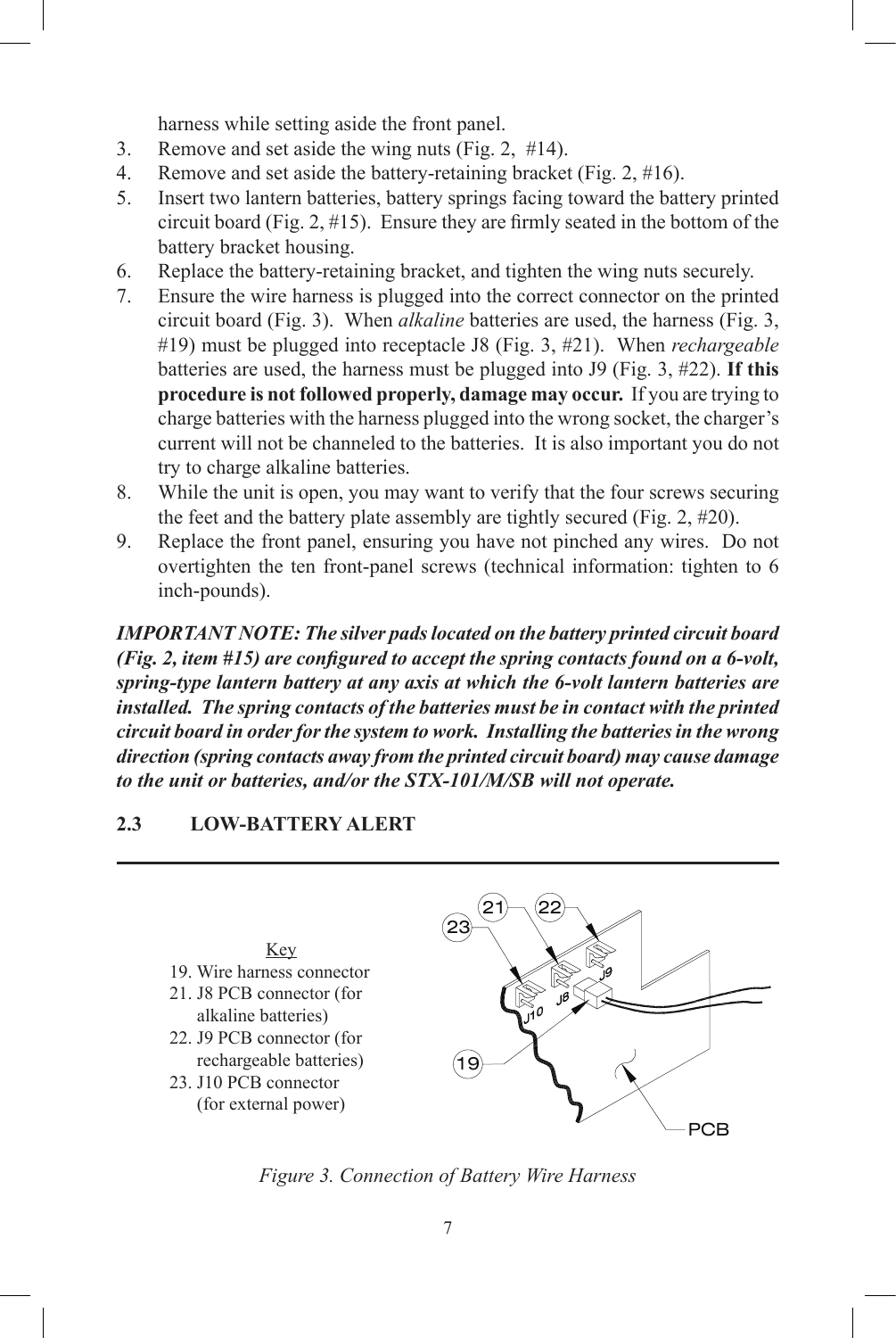harness while setting aside the front panel.

3. Remove and set aside the wing nuts (Fig. 2, #14).
4. Remove and set aside the battery-retaining bracket (Fig. 2, #16).
5. Insert two lantern batteries, battery springs facing toward the battery printed circuit board (Fig. 2, #15). Ensure they are firmly seated in the bottom of the battery bracket housing.
6. Replace the battery-retaining bracket, and tighten the wing nuts securely.
7. Ensure the wire harness is plugged into the correct connector on the printed circuit board (Fig. 3). When *alkaline* batteries are used, the harness (Fig. 3, #19) must be plugged into receptacle J8 (Fig. 3, #21). When *rechargeable* batteries are used, the harness must be plugged into J9 (Fig. 3, #22). **If this procedure is not followed properly, damage may occur.** If you are trying to charge batteries with the harness plugged into the wrong socket, the charger's current will not be channeled to the batteries. It is also important you do not try to charge alkaline batteries.
8. While the unit is open, you may want to verify that the four screws securing the feet and the battery plate assembly are tightly secured (Fig. 2, #20).
9. Replace the front panel, ensuring you have not pinched any wires. Do not overtighten the ten front-panel screws (technical information: tighten to 6 inch-pounds).

***IMPORTANT NOTE: The silver pads located on the battery printed circuit board (Fig. 2, item #15) are configured to accept the spring contacts found on a 6-volt, spring-type lantern battery at any axis at which the 6-volt lantern batteries are installed. The spring contacts of the batteries must be in contact with the printed circuit board in order for the system to work. Installing the batteries in the wrong direction (spring contacts away from the printed circuit board) may cause damage to the unit or batteries, and/or the STX-101/M/SB will not operate.***

## 2.3 LOW-BATTERY ALERT

Key

19. Wire harness connector
21. J8 PCB connector (for alkaline batteries)
22. J9 PCB connector (for rechargeable batteries)
23. J10 PCB connector (for external power)

*Figure 3. Connection of Battery Wire Harness*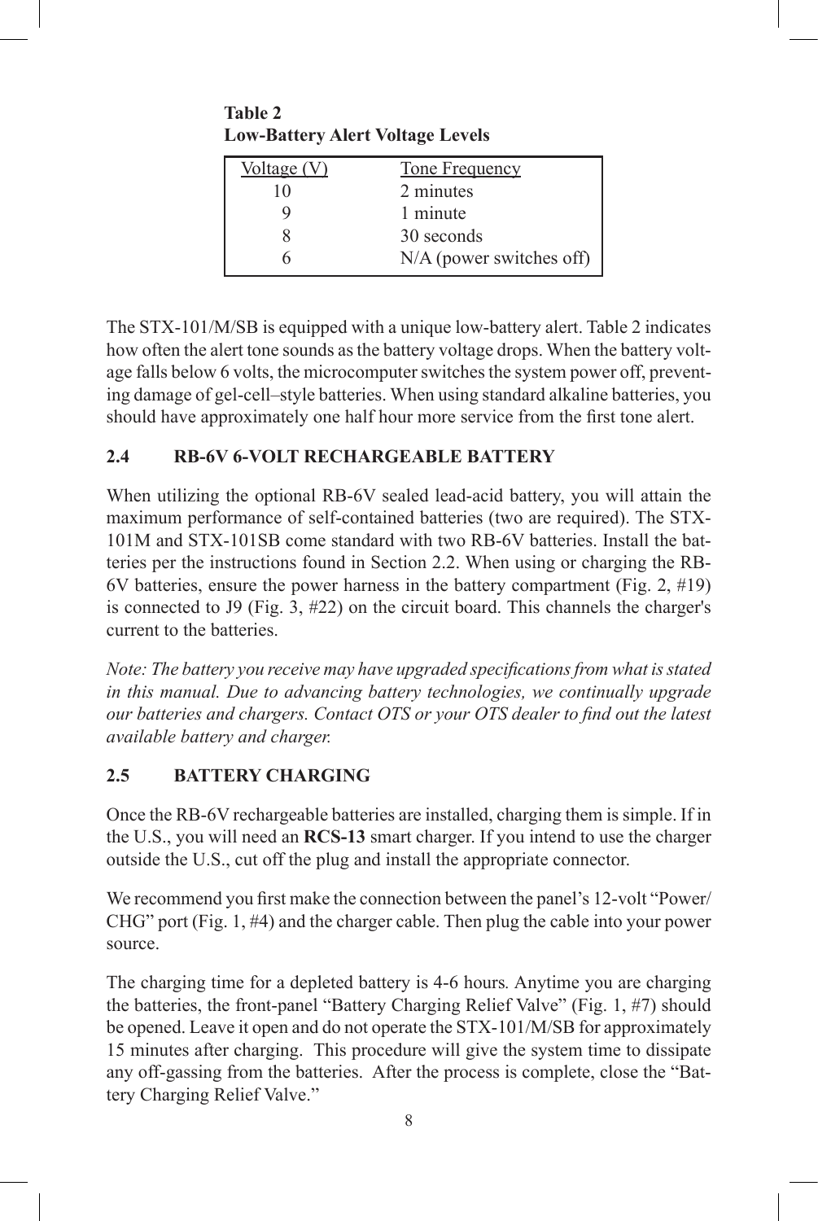**Table 2**
**Low-Battery Alert Voltage Levels**

| Voltage (V) | Tone Frequency |
|---|---|
| 10 | 2 minutes |
| 9 | 1 minute |
| 8 | 30 seconds |
| 6 | N/A (power switches off) |

The STX-101/M/SB is equipped with a unique low-battery alert. Table 2 indicates how often the alert tone sounds as the battery voltage drops. When the battery voltage falls below 6 volts, the microcomputer switches the system power off, preventing damage of gel-cell–style batteries. When using standard alkaline batteries, you should have approximately one half hour more service from the first tone alert.

## 2.4 RB-6V 6-VOLT RECHARGEABLE BATTERY

When utilizing the optional RB-6V sealed lead-acid battery, you will attain the maximum performance of self-contained batteries (two are required). The STX-101M and STX-101SB come standard with two RB-6V batteries. Install the batteries per the instructions found in Section 2.2. When using or charging the RB-6V batteries, ensure the power harness in the battery compartment (Fig. 2, #19) is connected to J9 (Fig. 3, #22) on the circuit board. This channels the charger's current to the batteries.

*Note: The battery you receive may have upgraded specifications from what is stated in this manual. Due to advancing battery technologies, we continually upgrade our batteries and chargers. Contact OTS or your OTS dealer to find out the latest available battery and charger.*

## 2.5 BATTERY CHARGING

Once the RB-6V rechargeable batteries are installed, charging them is simple. If in the U.S., you will need an **RCS-13** smart charger. If you intend to use the charger outside the U.S., cut off the plug and install the appropriate connector.

We recommend you first make the connection between the panel's 12-volt "Power/CHG" port (Fig. 1, #4) and the charger cable. Then plug the cable into your power source.

The charging time for a depleted battery is 4-6 hours. Anytime you are charging the batteries, the front-panel "Battery Charging Relief Valve" (Fig. 1, #7) should be opened. Leave it open and do not operate the STX-101/M/SB for approximately 15 minutes after charging. This procedure will give the system time to dissipate any off-gassing from the batteries. After the process is complete, close the "Battery Charging Relief Valve."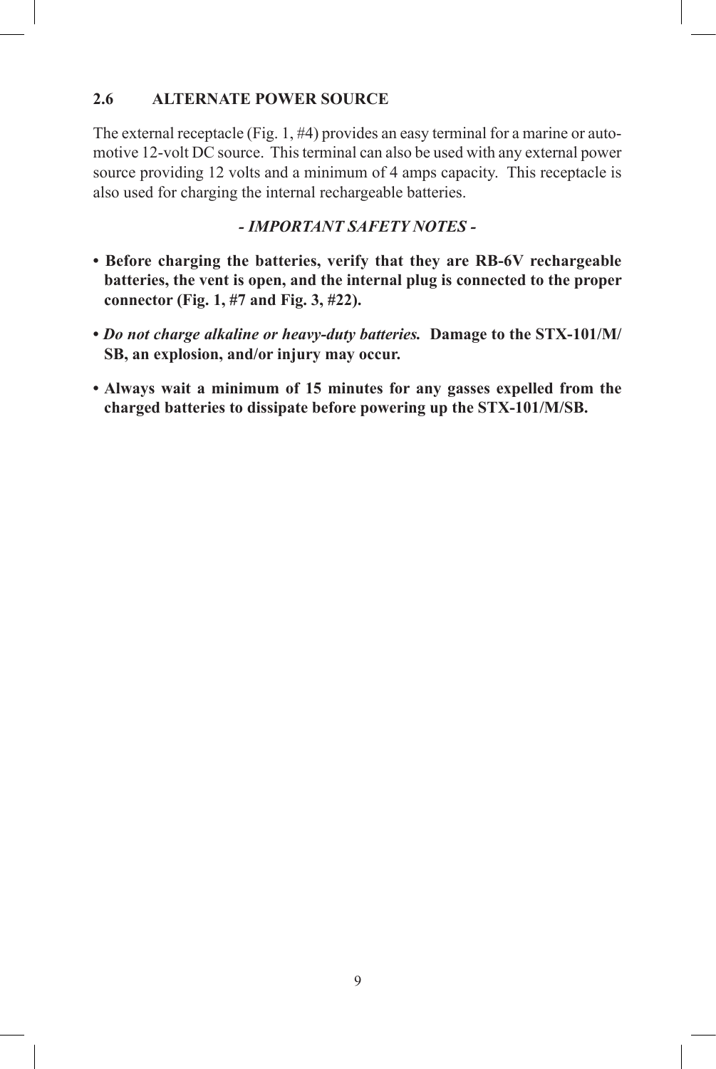## 2.6 ALTERNATE POWER SOURCE

The external receptacle (Fig. 1, #4) provides an easy terminal for a marine or automotive 12-volt DC source. This terminal can also be used with any external power source providing 12 volts and a minimum of 4 amps capacity. This receptacle is also used for charging the internal rechargeable batteries.

***- IMPORTANT SAFETY NOTES -***

- **Before charging the batteries, verify that they are RB-6V rechargeable batteries, the vent is open, and the internal plug is connected to the proper connector (Fig. 1, #7 and Fig. 3, #22).**
- ***Do not charge alkaline or heavy-duty batteries.*** **Damage to the STX-101/M/SB, an explosion, and/or injury may occur.**
- **Always wait a minimum of 15 minutes for any gasses expelled from the charged batteries to dissipate before powering up the STX-101/M/SB.**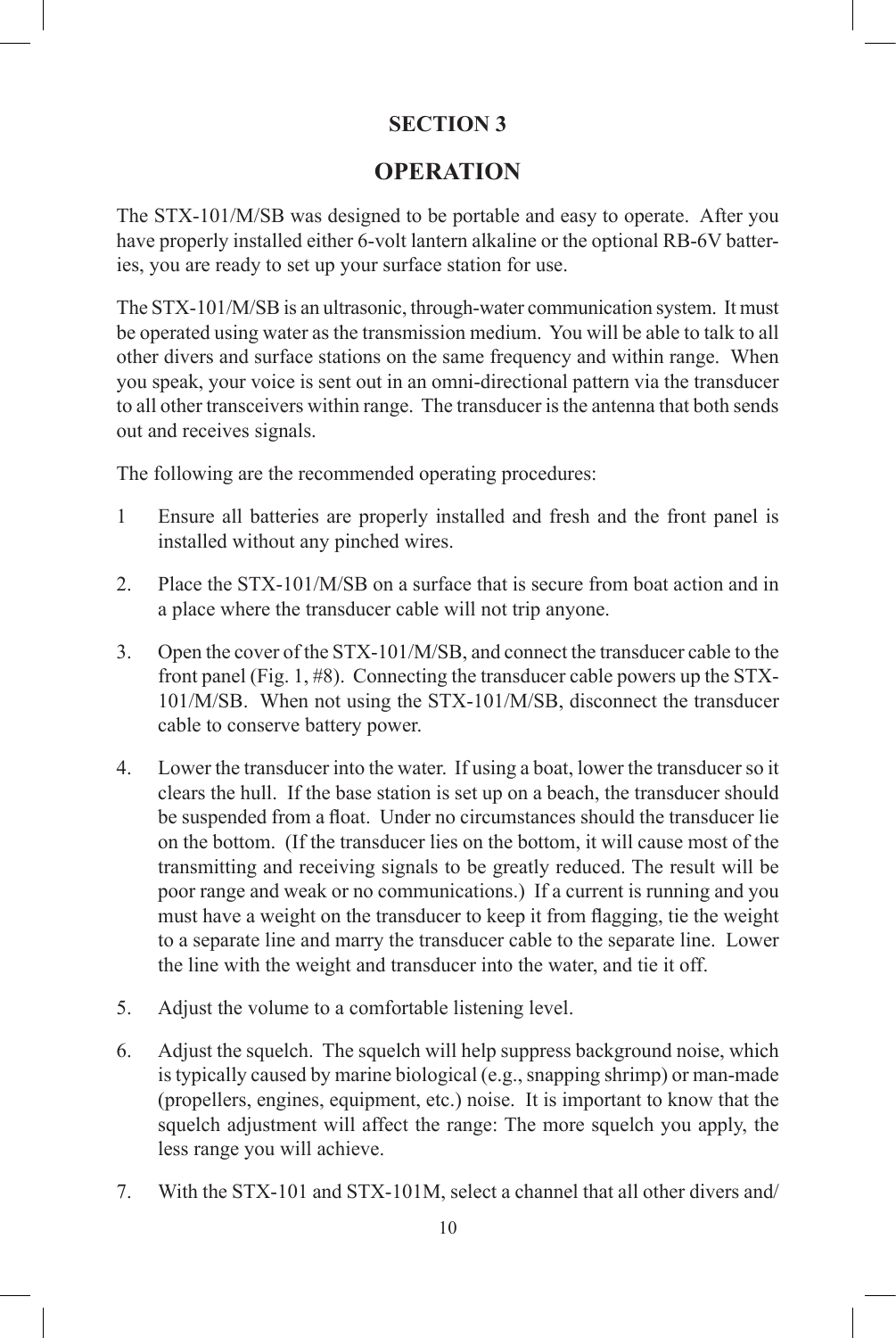## SECTION 3

# OPERATION

The STX-101/M/SB was designed to be portable and easy to operate. After you have properly installed either 6-volt lantern alkaline or the optional RB-6V batteries, you are ready to set up your surface station for use.

The STX-101/M/SB is an ultrasonic, through-water communication system. It must be operated using water as the transmission medium. You will be able to talk to all other divers and surface stations on the same frequency and within range. When you speak, your voice is sent out in an omni-directional pattern via the transducer to all other transceivers within range. The transducer is the antenna that both sends out and receives signals.

The following are the recommended operating procedures:

1 Ensure all batteries are properly installed and fresh and the front panel is installed without any pinched wires.

2. Place the STX-101/M/SB on a surface that is secure from boat action and in a place where the transducer cable will not trip anyone.

3. Open the cover of the STX-101/M/SB, and connect the transducer cable to the front panel (Fig. 1, #8). Connecting the transducer cable powers up the STX-101/M/SB. When not using the STX-101/M/SB, disconnect the transducer cable to conserve battery power.

4. Lower the transducer into the water. If using a boat, lower the transducer so it clears the hull. If the base station is set up on a beach, the transducer should be suspended from a float. Under no circumstances should the transducer lie on the bottom. (If the transducer lies on the bottom, it will cause most of the transmitting and receiving signals to be greatly reduced. The result will be poor range and weak or no communications.) If a current is running and you must have a weight on the transducer to keep it from flagging, tie the weight to a separate line and marry the transducer cable to the separate line. Lower the line with the weight and transducer into the water, and tie it off.

5. Adjust the volume to a comfortable listening level.

6. Adjust the squelch. The squelch will help suppress background noise, which is typically caused by marine biological (e.g., snapping shrimp) or man-made (propellers, engines, equipment, etc.) noise. It is important to know that the squelch adjustment will affect the range: The more squelch you apply, the less range you will achieve.

7. With the STX-101 and STX-101M, select a channel that all other divers and/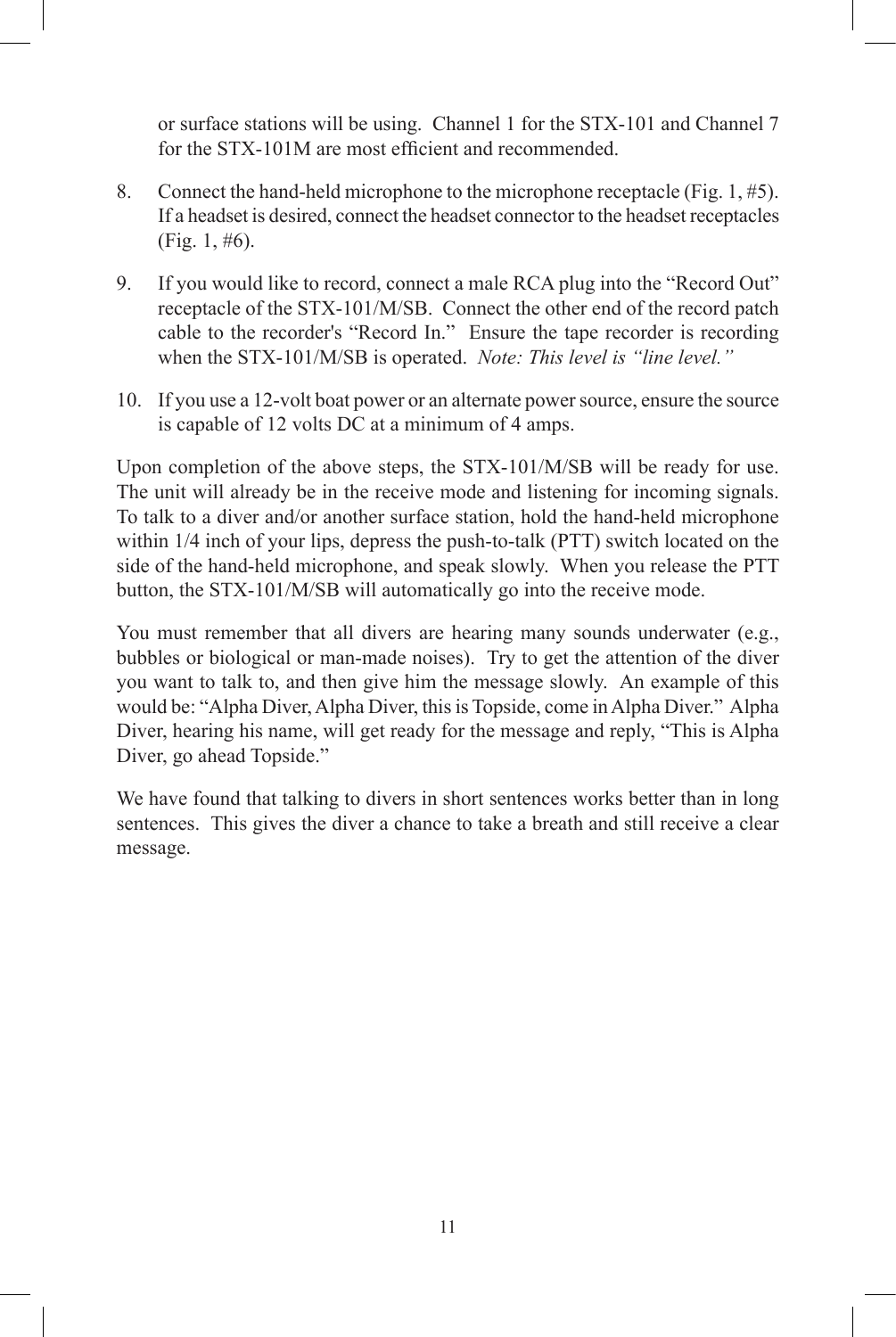or surface stations will be using. Channel 1 for the STX-101 and Channel 7 for the STX-101M are most efficient and recommended.

8. Connect the hand-held microphone to the microphone receptacle (Fig. 1, #5). If a headset is desired, connect the headset connector to the headset receptacles (Fig. 1, #6).

9. If you would like to record, connect a male RCA plug into the “Record Out” receptacle of the STX-101/M/SB. Connect the other end of the record patch cable to the recorder's “Record In.” Ensure the tape recorder is recording when the STX-101/M/SB is operated. *Note: This level is “line level.”*

10. If you use a 12-volt boat power or an alternate power source, ensure the source is capable of 12 volts DC at a minimum of 4 amps.

Upon completion of the above steps, the STX-101/M/SB will be ready for use. The unit will already be in the receive mode and listening for incoming signals. To talk to a diver and/or another surface station, hold the hand-held microphone within 1/4 inch of your lips, depress the push-to-talk (PTT) switch located on the side of the hand-held microphone, and speak slowly. When you release the PTT button, the STX-101/M/SB will automatically go into the receive mode.

You must remember that all divers are hearing many sounds underwater (e.g., bubbles or biological or man-made noises). Try to get the attention of the diver you want to talk to, and then give him the message slowly. An example of this would be: “Alpha Diver, Alpha Diver, this is Topside, come in Alpha Diver.” Alpha Diver, hearing his name, will get ready for the message and reply, “This is Alpha Diver, go ahead Topside.”

We have found that talking to divers in short sentences works better than in long sentences. This gives the diver a chance to take a breath and still receive a clear message.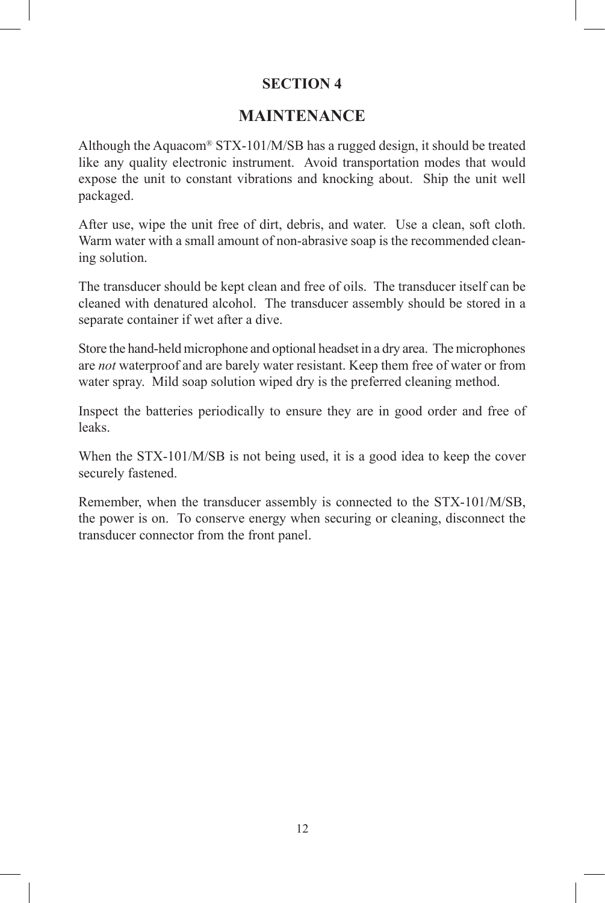## SECTION 4

# MAINTENANCE

Although the Aquacom® STX-101/M/SB has a rugged design, it should be treated like any quality electronic instrument. Avoid transportation modes that would expose the unit to constant vibrations and knocking about. Ship the unit well packaged.

After use, wipe the unit free of dirt, debris, and water. Use a clean, soft cloth. Warm water with a small amount of non-abrasive soap is the recommended cleaning solution.

The transducer should be kept clean and free of oils. The transducer itself can be cleaned with denatured alcohol. The transducer assembly should be stored in a separate container if wet after a dive.

Store the hand-held microphone and optional headset in a dry area. The microphones are *not* waterproof and are barely water resistant. Keep them free of water or from water spray. Mild soap solution wiped dry is the preferred cleaning method.

Inspect the batteries periodically to ensure they are in good order and free of leaks.

When the STX-101/M/SB is not being used, it is a good idea to keep the cover securely fastened.

Remember, when the transducer assembly is connected to the STX-101/M/SB, the power is on. To conserve energy when securing or cleaning, disconnect the transducer connector from the front panel.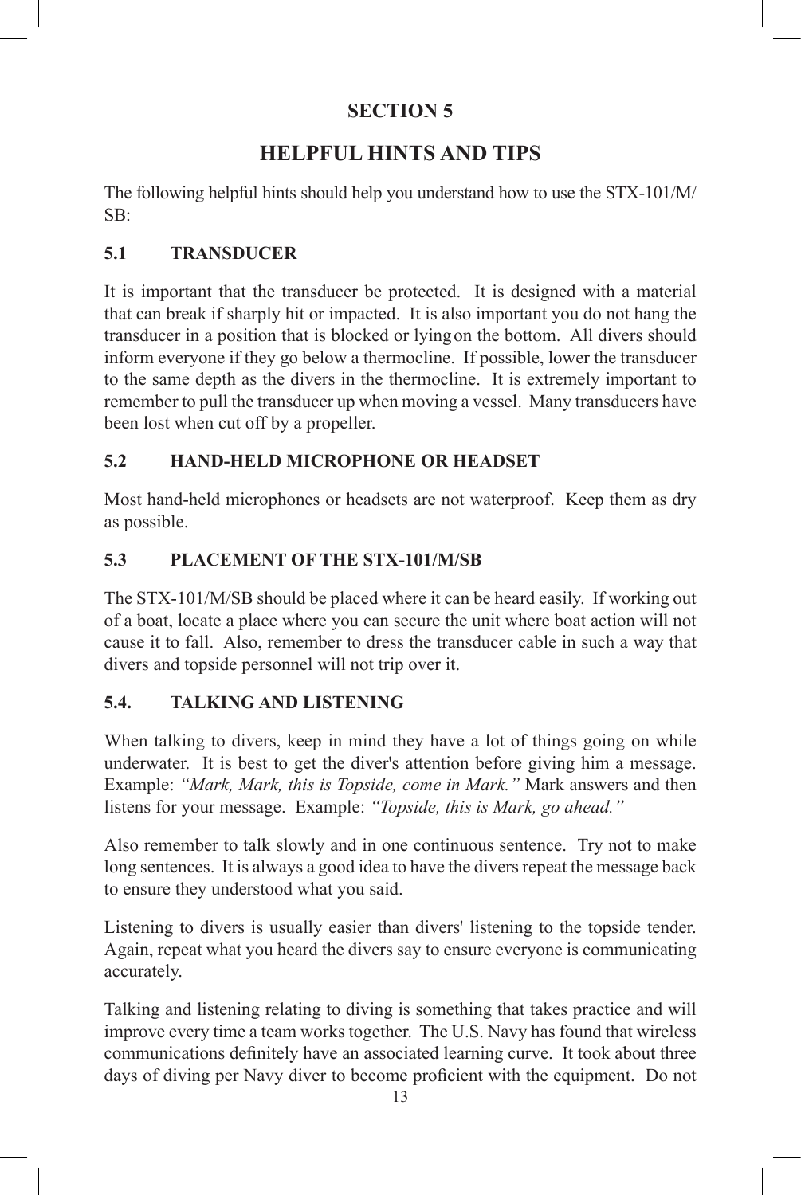# SECTION 5

## HELPFUL HINTS AND TIPS

The following helpful hints should help you understand how to use the STX-101/M/SB:

### 5.1 TRANSDUCER

It is important that the transducer be protected. It is designed with a material that can break if sharply hit or impacted. It is also important you do not hang the transducer in a position that is blocked or lying on the bottom. All divers should inform everyone if they go below a thermocline. If possible, lower the transducer to the same depth as the divers in the thermocline. It is extremely important to remember to pull the transducer up when moving a vessel. Many transducers have been lost when cut off by a propeller.

### 5.2 HAND-HELD MICROPHONE OR HEADSET

Most hand-held microphones or headsets are not waterproof. Keep them as dry as possible.

### 5.3 PLACEMENT OF THE STX-101/M/SB

The STX-101/M/SB should be placed where it can be heard easily. If working out of a boat, locate a place where you can secure the unit where boat action will not cause it to fall. Also, remember to dress the transducer cable in such a way that divers and topside personnel will not trip over it.

### 5.4. TALKING AND LISTENING

When talking to divers, keep in mind they have a lot of things going on while underwater. It is best to get the diver's attention before giving him a message. Example: *"Mark, Mark, this is Topside, come in Mark."* Mark answers and then listens for your message. Example: *"Topside, this is Mark, go ahead."*

Also remember to talk slowly and in one continuous sentence. Try not to make long sentences. It is always a good idea to have the divers repeat the message back to ensure they understood what you said.

Listening to divers is usually easier than divers' listening to the topside tender. Again, repeat what you heard the divers say to ensure everyone is communicating accurately.

Talking and listening relating to diving is something that takes practice and will improve every time a team works together. The U.S. Navy has found that wireless communications definitely have an associated learning curve. It took about three days of diving per Navy diver to become proficient with the equipment. Do not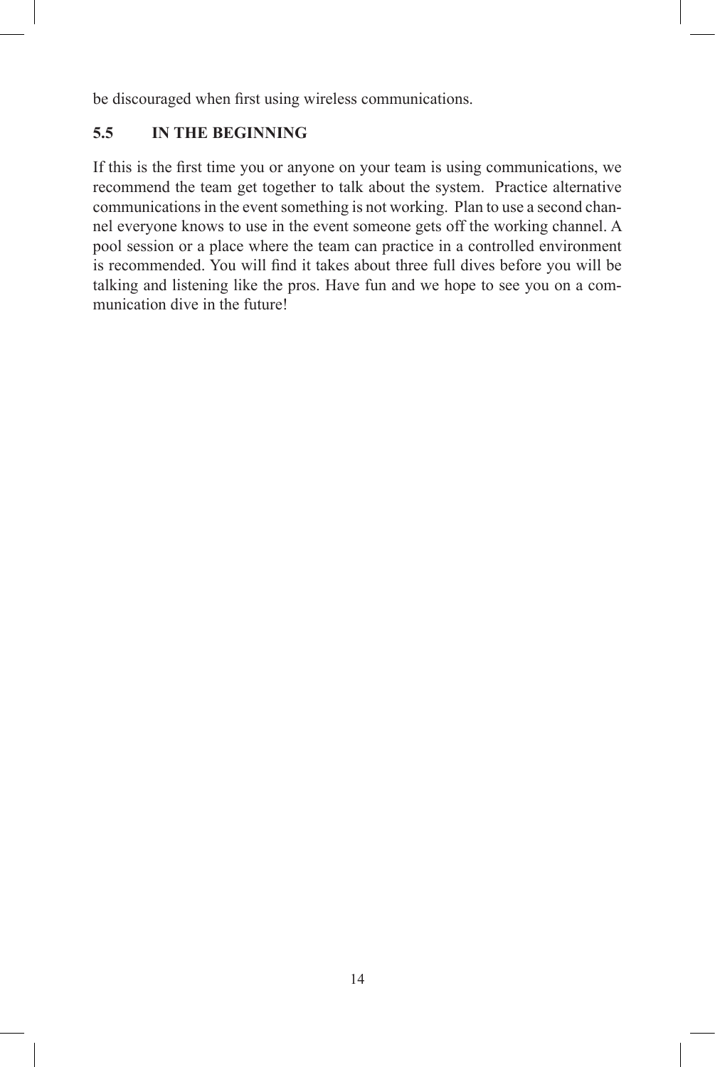be discouraged when first using wireless communications.

## 5.5 IN THE BEGINNING

If this is the first time you or anyone on your team is using communications, we recommend the team get together to talk about the system. Practice alternative communications in the event something is not working. Plan to use a second channel everyone knows to use in the event someone gets off the working channel. A pool session or a place where the team can practice in a controlled environment is recommended. You will find it takes about three full dives before you will be talking and listening like the pros. Have fun and we hope to see you on a communication dive in the future!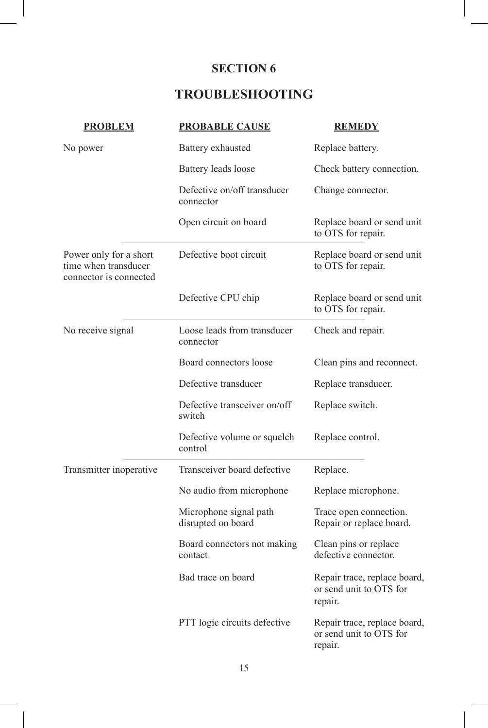# SECTION 6

# TROUBLESHOOTING

| PROBLEM | PROBABLE CAUSE | REMEDY |
|---|---|---|
| No power | Battery exhausted | Replace battery. |
| | Battery leads loose | Check battery connection. |
| | Defective on/off transducer connector | Change connector. |
| | Open circuit on board | Replace board or send unit to OTS for repair. |
| Power only for a short time when transducer connector is connected | Defective boot circuit | Replace board or send unit to OTS for repair. |
| | Defective CPU chip | Replace board or send unit to OTS for repair. |
| No receive signal | Loose leads from transducer connector | Check and repair. |
| | Board connectors loose | Clean pins and reconnect. |
| | Defective transducer | Replace transducer. |
| | Defective transceiver on/off switch | Replace switch. |
| | Defective volume or squelch control | Replace control. |
| Transmitter inoperative | Transceiver board defective | Replace. |
| | No audio from microphone | Replace microphone. |
| | Microphone signal path disrupted on board | Trace open connection. Repair or replace board. |
| | Board connectors not making contact | Clean pins or replace defective connector. |
| | Bad trace on board | Repair trace, replace board, or send unit to OTS for repair. |
| | PTT logic circuits defective | Repair trace, replace board, or send unit to OTS for repair. |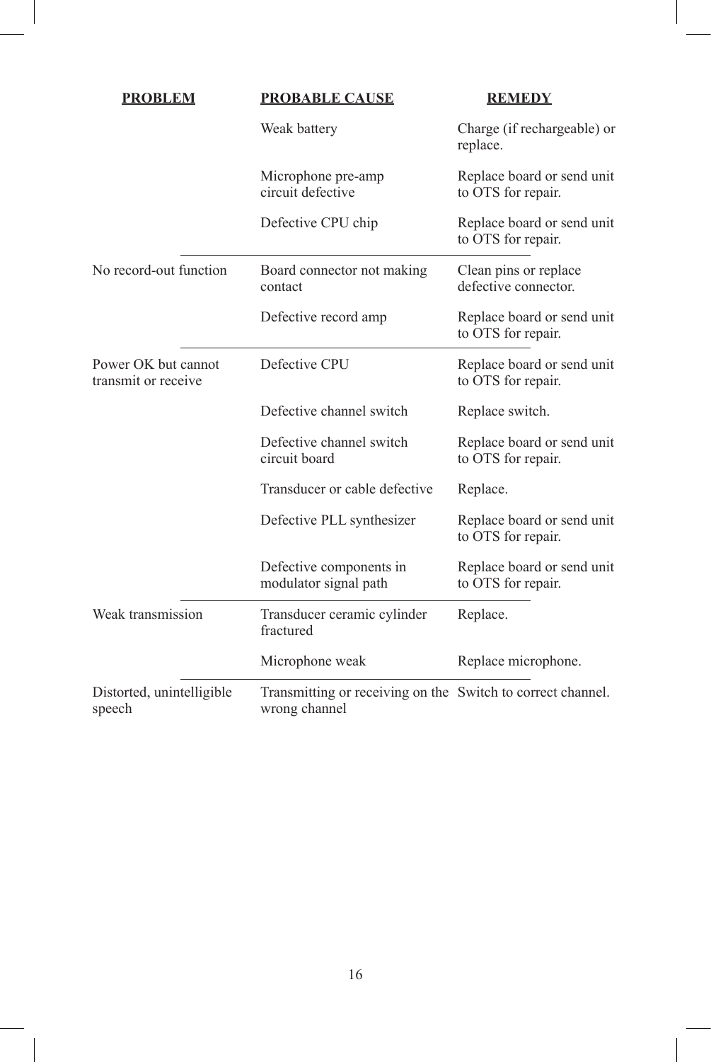| PROBLEM | PROBABLE CAUSE | REMEDY |
| --- | --- | --- |
| | Weak battery | Charge (if rechargeable) or replace. |
| | Microphone pre-amp circuit defective | Replace board or send unit to OTS for repair. |
| | Defective CPU chip | Replace board or send unit to OTS for repair. |
| No record-out function | Board connector not making contact | Clean pins or replace defective connector. |
| | Defective record amp | Replace board or send unit to OTS for repair. |
| Power OK but cannot transmit or receive | Defective CPU | Replace board or send unit to OTS for repair. |
| | Defective channel switch | Replace switch. |
| | Defective channel switch circuit board | Replace board or send unit to OTS for repair. |
| | Transducer or cable defective | Replace. |
| | Defective PLL synthesizer | Replace board or send unit to OTS for repair. |
| | Defective components in modulator signal path | Replace board or send unit to OTS for repair. |
| Weak transmission | Transducer ceramic cylinder fractured | Replace. |
| | Microphone weak | Replace microphone. |
| Distorted, unintelligible speech | Transmitting or receiving on the wrong channel | Switch to correct channel. |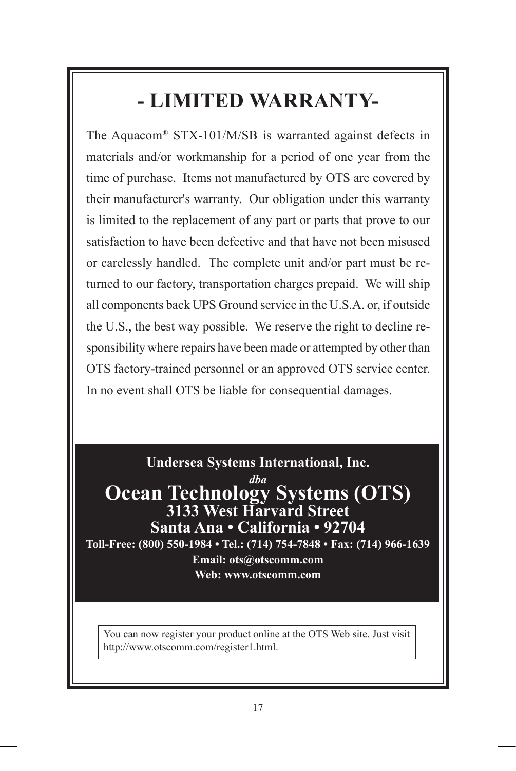# - LIMITED WARRANTY-

The Aquacom® STX-101/M/SB is warranted against defects in materials and/or workmanship for a period of one year from the time of purchase. Items not manufactured by OTS are covered by their manufacturer's warranty. Our obligation under this warranty is limited to the replacement of any part or parts that prove to our satisfaction to have been defective and that have not been misused or carelessly handled. The complete unit and/or part must be returned to our factory, transportation charges prepaid. We will ship all components back UPS Ground service in the U.S.A. or, if outside the U.S., the best way possible. We reserve the right to decline responsibility where repairs have been made or attempted by other than OTS factory-trained personnel or an approved OTS service center. In no event shall OTS be liable for consequential damages.

**Undersea Systems International, Inc.**

*dba*

## Ocean Technology Systems (OTS)

**3133 West Harvard Street**

**Santa Ana • California • 92704**

**Toll-Free: (800) 550-1984 • Tel.: (714) 754-7848 • Fax: (714) 966-1639**

**Email: ots@otscomm.com**

**Web: www.otscomm.com**

You can now register your product online at the OTS Web site. Just visit http://www.otscomm.com/register1.html.